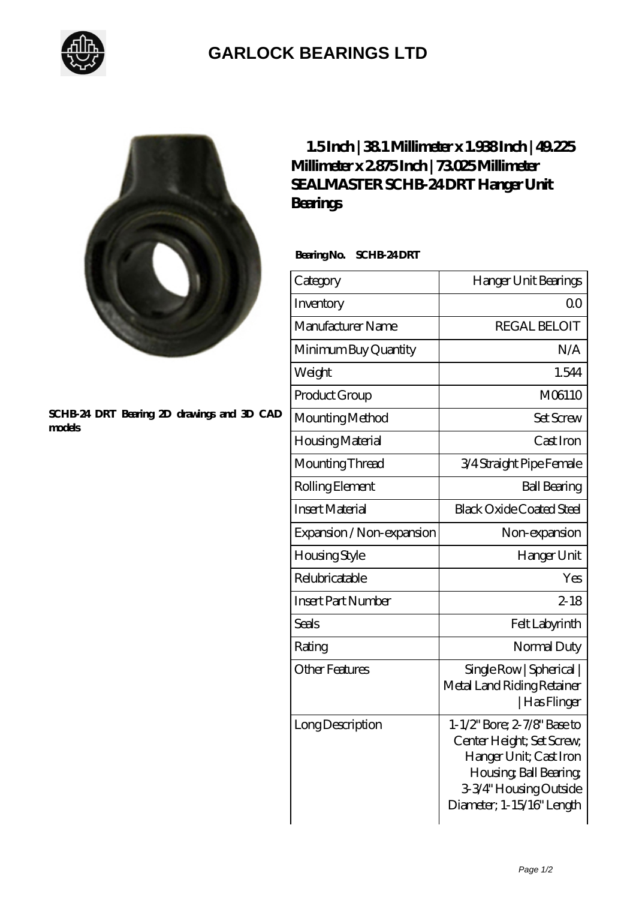## GARLOCK BEARINGS LTD

SCHB-24 DRT Bearing 2D drawings and 3D CAD models

# 1.5 Inch | 38.1 Millimeter x 1.938 Inch | 49.225 Millimeter x 2.875 Inch | 73.025 Millimeter SEALMASTER SCHB-24 DRT Hanger Unit Bearings

**Bearing No.** **SCHB-24 DRT**

| Category | Hanger Unit Bearings |
|---|---|
| Inventory | 0.0 |
| Manufacturer Name | REGAL BELOIT |
| Minimum Buy Quantity | N/A |
| Weight | 1.544 |
| Product Group | M06110 |
| Mounting Method | Set Screw |
| Housing Material | Cast Iron |
| Mounting Thread | 3/4 Straight Pipe Female |
| Rolling Element | Ball Bearing |
| Insert Material | Black Oxide Coated Steel |
| Expansion / Non-expansion | Non-expansion |
| Housing Style | Hanger Unit |
| Relubricatable | Yes |
| Insert Part Number | 2-18 |
| Seals | Felt Labyrinth |
| Rating | Normal Duty |
| Other Features | Single Row \| Spherical \| Metal Land Riding Retainer \| Has Flinger |
| Long Description | 1-1/2" Bore; 2-7/8" Base to Center Height; Set Screw; Hanger Unit; Cast Iron Housing; Ball Bearing; 3-3/4" Housing Outside Diameter; 1-15/16" Length |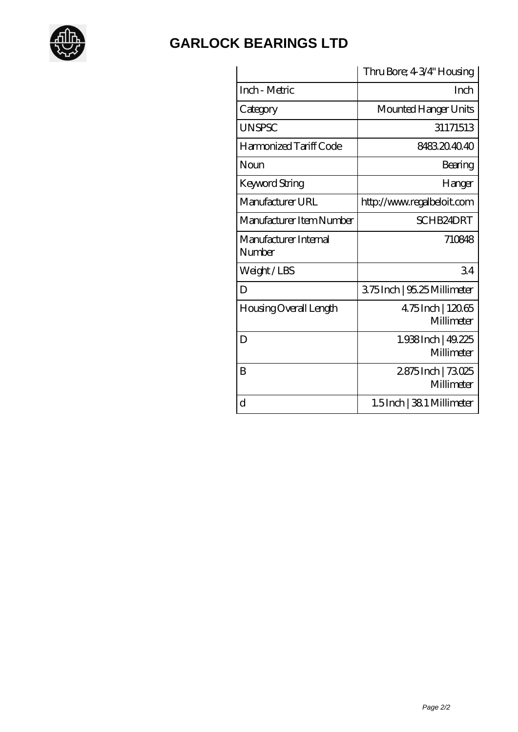# GARLOCK BEARINGS LTD

| | |
|---|---|
| | Thru Bore; 4-3/4" Housing |
| Inch - Metric | Inch |
| Category | Mounted Hanger Units |
| UNSPSC | 31171513 |
| Harmonized Tariff Code | 8483.20.40.40 |
| Noun | Bearing |
| Keyword String | Hanger |
| Manufacturer URL | http://www.regalbeloit.com |
| Manufacturer Item Number | SCHB24DRT |
| Manufacturer Internal Number | 710848 |
| Weight / LBS | 3.4 |
| D | 3.75 Inch \| 95.25 Millimeter |
| Housing Overall Length | 4.75 Inch \| 120.65 Millimeter |
| D | 1.938 Inch \| 49.225 Millimeter |
| B | 2.875 Inch \| 73.025 Millimeter |
| d | 1.5 Inch \| 38.1 Millimeter |